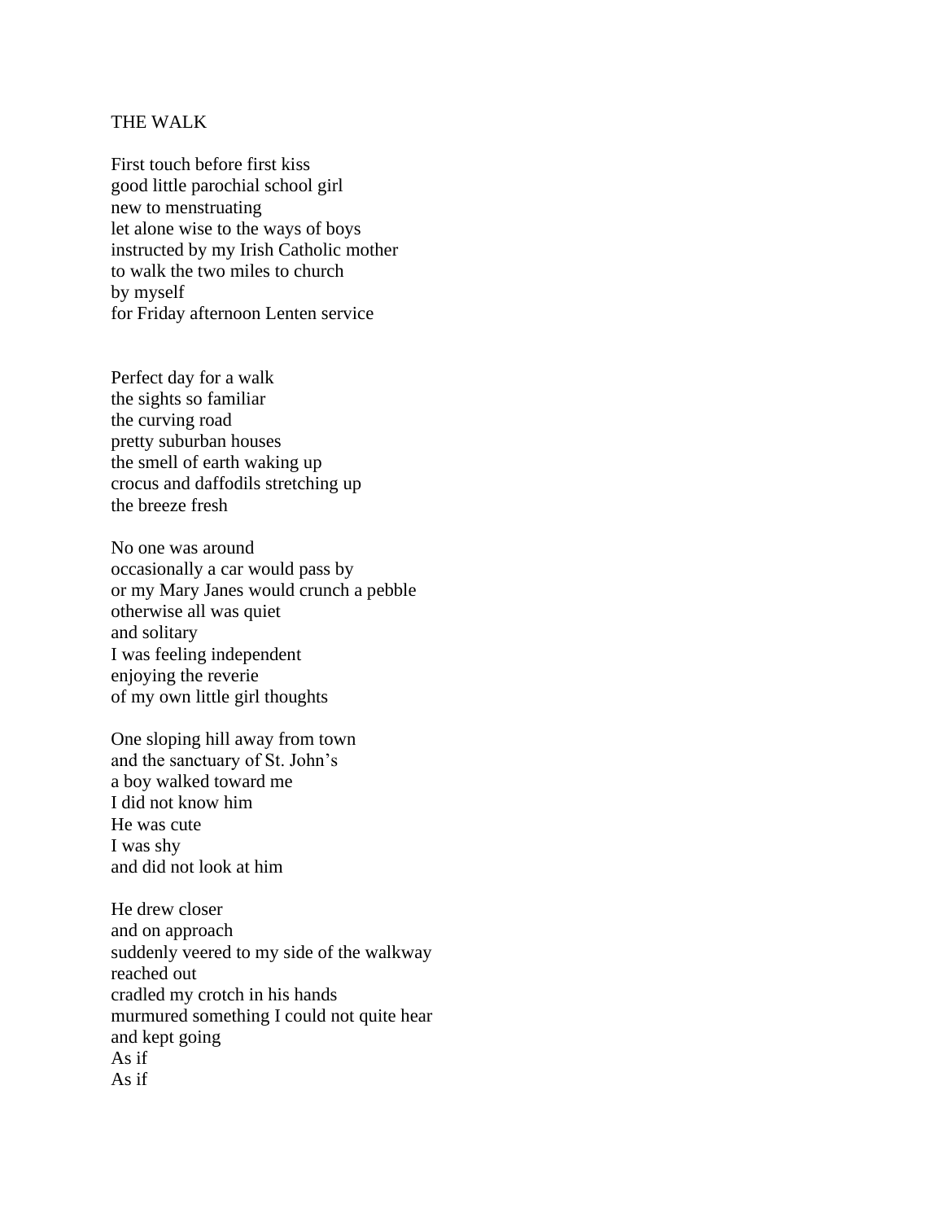# THE WALK

First touch before first kiss
good little parochial school girl
new to menstruating
let alone wise to the ways of boys
instructed by my Irish Catholic mother
to walk the two miles to church
by myself
for Friday afternoon Lenten service

Perfect day for a walk
the sights so familiar
the curving road
pretty suburban houses
the smell of earth waking up
crocus and daffodils stretching up
the breeze fresh

No one was around
occasionally a car would pass by
or my Mary Janes would crunch a pebble
otherwise all was quiet
and solitary
I was feeling independent
enjoying the reverie
of my own little girl thoughts

One sloping hill away from town
and the sanctuary of St. John's
a boy walked toward me
I did not know him
He was cute
I was shy
and did not look at him

He drew closer
and on approach
suddenly veered to my side of the walkway
reached out
cradled my crotch in his hands
murmured something I could not quite hear
and kept going
As if
As if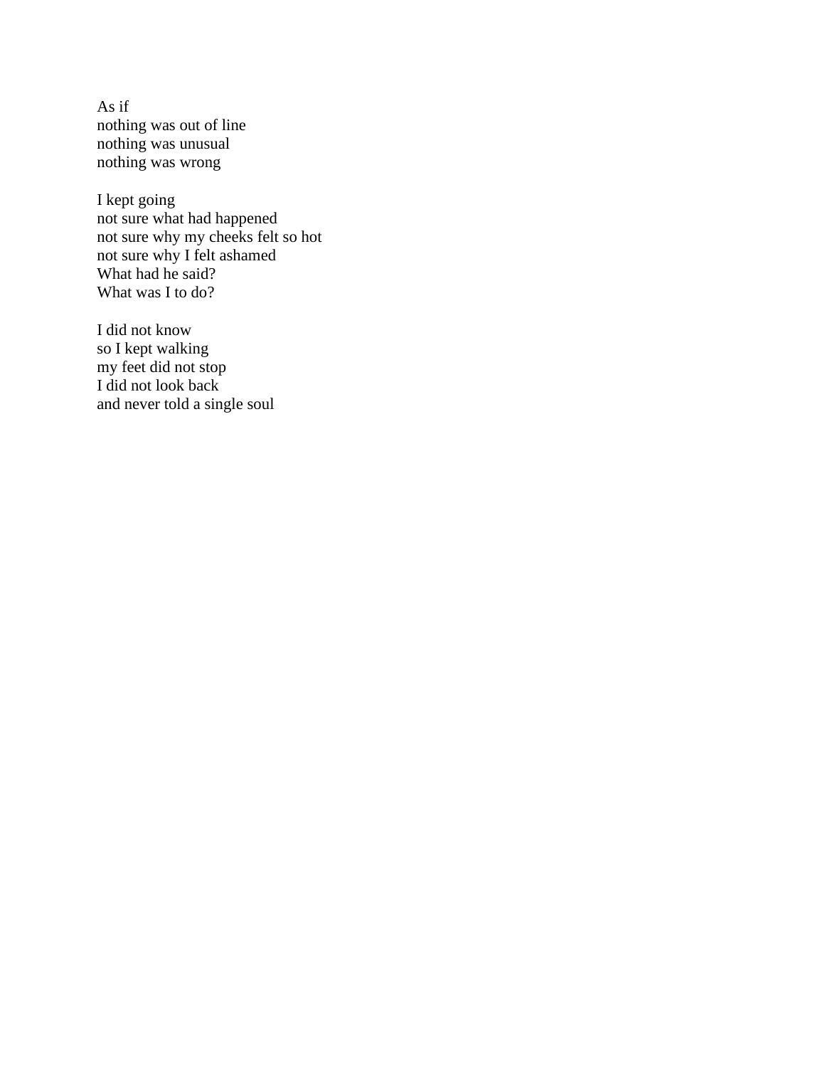As if
nothing was out of line
nothing was unusual
nothing was wrong

I kept going
not sure what had happened
not sure why my cheeks felt so hot
not sure why I felt ashamed
What had he said?
What was I to do?

I did not know
so I kept walking
my feet did not stop
I did not look back
and never told a single soul